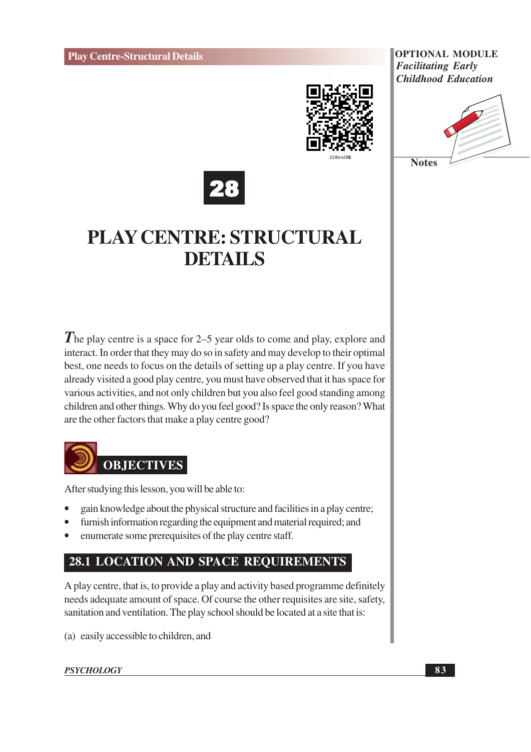# 28

# PLAY CENTRE: STRUCTURAL DETAILS

The play centre is a space for 2–5 year olds to come and play, explore and interact. In order that they may do so in safety and may develop to their optimal best, one needs to focus on the details of setting up a play centre. If you have already visited a good play centre, you must have observed that it has space for various activities, and not only children but you also feel good standing among children and other things. Why do you feel good? Is space the only reason? What are the other factors that make a play centre good?

## OBJECTIVES

After studying this lesson, you will be able to:

- gain knowledge about the physical structure and facilities in a play centre;
- furnish information regarding the equipment and material required; and
- enumerate some prerequisites of the play centre staff.

## 28.1 LOCATION AND SPACE REQUIREMENTS

A play centre, that is, to provide a play and activity based programme definitely needs adequate amount of space. Of course the other requisites are site, safety, sanitation and ventilation. The play school should be located at a site that is:

(a) easily accessible to children, and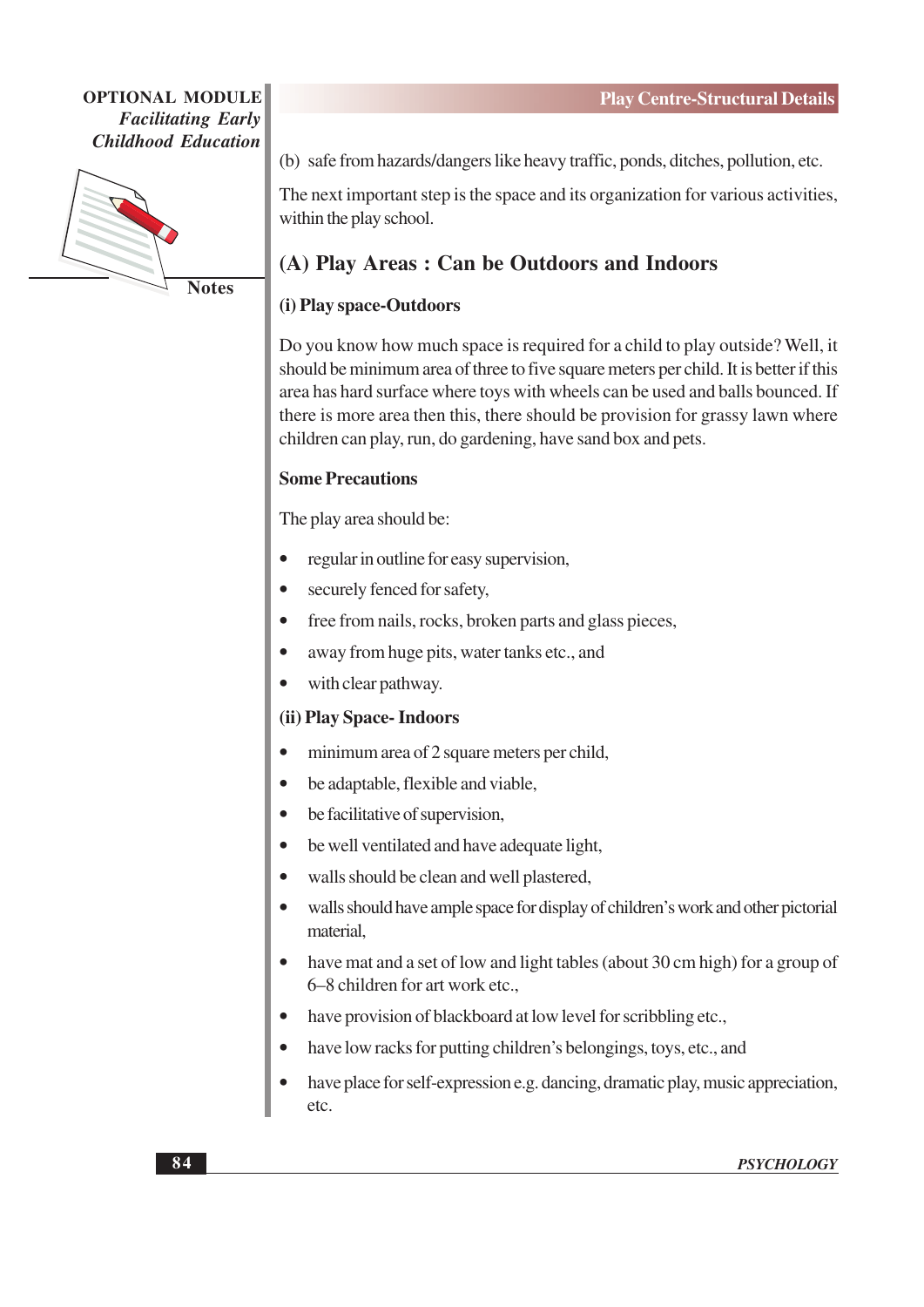(b) safe from hazards/dangers like heavy traffic, ponds, ditches, pollution, etc.

The next important step is the space and its organization for various activities, within the play school.

## (A) Play Areas : Can be Outdoors and Indoors

### (i) Play space-Outdoors

Do you know how much space is required for a child to play outside? Well, it should be minimum area of three to five square meters per child. It is better if this area has hard surface where toys with wheels can be used and balls bounced. If there is more area then this, there should be provision for grassy lawn where children can play, run, do gardening, have sand box and pets.

**Some Precautions**

The play area should be:

- regular in outline for easy supervision,
- securely fenced for safety,
- free from nails, rocks, broken parts and glass pieces,
- away from huge pits, water tanks etc., and
- with clear pathway.

### (ii) Play Space- Indoors

- minimum area of 2 square meters per child,
- be adaptable, flexible and viable,
- be facilitative of supervision,
- be well ventilated and have adequate light,
- walls should be clean and well plastered,
- walls should have ample space for display of children's work and other pictorial material,
- have mat and a set of low and light tables (about 30 cm high) for a group of 6–8 children for art work etc.,
- have provision of blackboard at low level for scribbling etc.,
- have low racks for putting children's belongings, toys, etc., and
- have place for self-expression e.g. dancing, dramatic play, music appreciation, etc.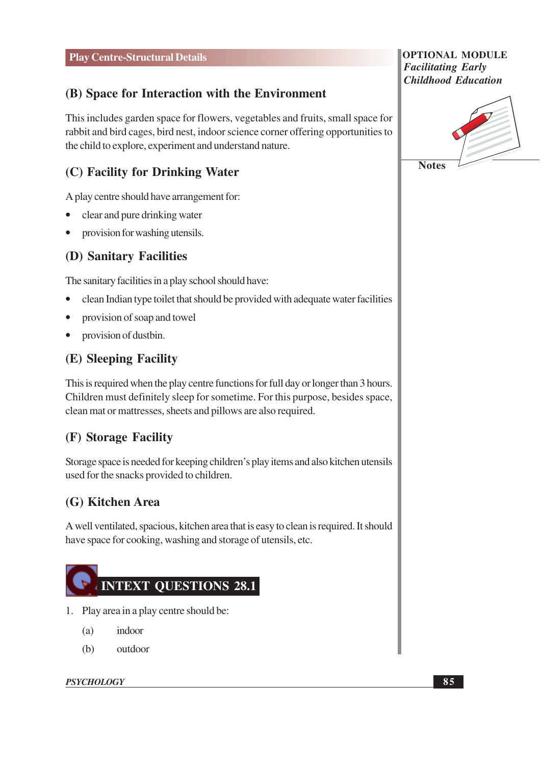### (B) Space for Interaction with the Environment

This includes garden space for flowers, vegetables and fruits, small space for rabbit and bird cages, bird nest, indoor science corner offering opportunities to the child to explore, experiment and understand nature.

### (C) Facility for Drinking Water

A play centre should have arrangement for:

- clear and pure drinking water
- provision for washing utensils.

### (D) Sanitary Facilities

The sanitary facilities in a play school should have:

- clean Indian type toilet that should be provided with adequate water facilities
- provision of soap and towel
- provision of dustbin.

### (E) Sleeping Facility

This is required when the play centre functions for full day or longer than 3 hours. Children must definitely sleep for sometime. For this purpose, besides space, clean mat or mattresses, sheets and pillows are also required.

### (F) Storage Facility

Storage space is needed for keeping children's play items and also kitchen utensils used for the snacks provided to children.

### (G) Kitchen Area

A well ventilated, spacious, kitchen area that is easy to clean is required. It should have space for cooking, washing and storage of utensils, etc.

## INTEXT QUESTIONS 28.1

1. Play area in a play centre should be:

   (a) indoor

   (b) outdoor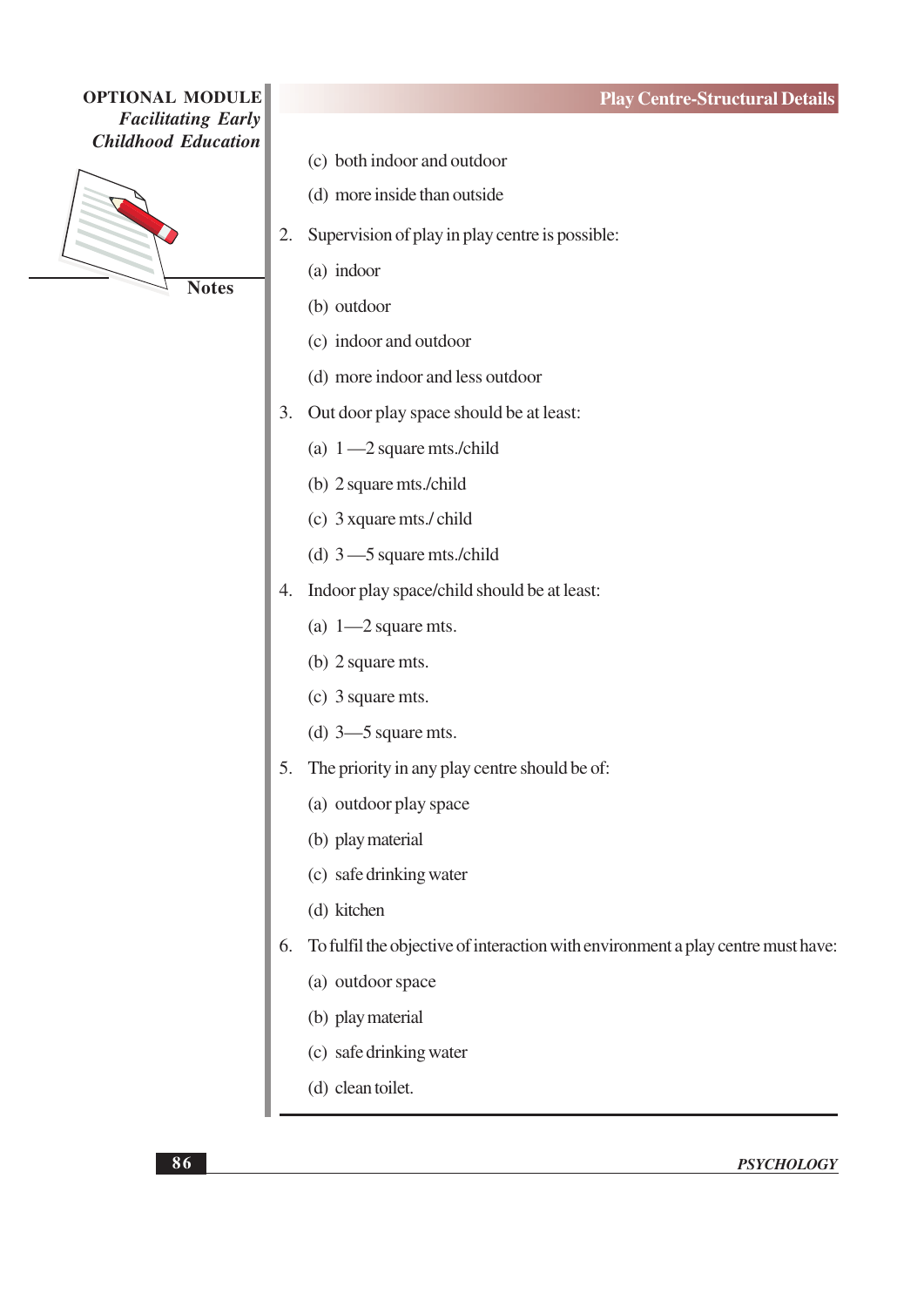(c) both indoor and outdoor

(d) more inside than outside

2. Supervision of play in play centre is possible:

   (a) indoor

   (b) outdoor

   (c) indoor and outdoor

   (d) more indoor and less outdoor

3. Out door play space should be at least:

   (a) 1 —2 square mts./child

   (b) 2 square mts./child

   (c) 3 xquare mts./ child

   (d) 3 —5 square mts./child

4. Indoor play space/child should be at least:

   (a) 1—2 square mts.

   (b) 2 square mts.

   (c) 3 square mts.

   (d) 3—5 square mts.

5. The priority in any play centre should be of:

   (a) outdoor play space

   (b) play material

   (c) safe drinking water

   (d) kitchen

6. To fulfil the objective of interaction with environment a play centre must have:

   (a) outdoor space

   (b) play material

   (c) safe drinking water

   (d) clean toilet.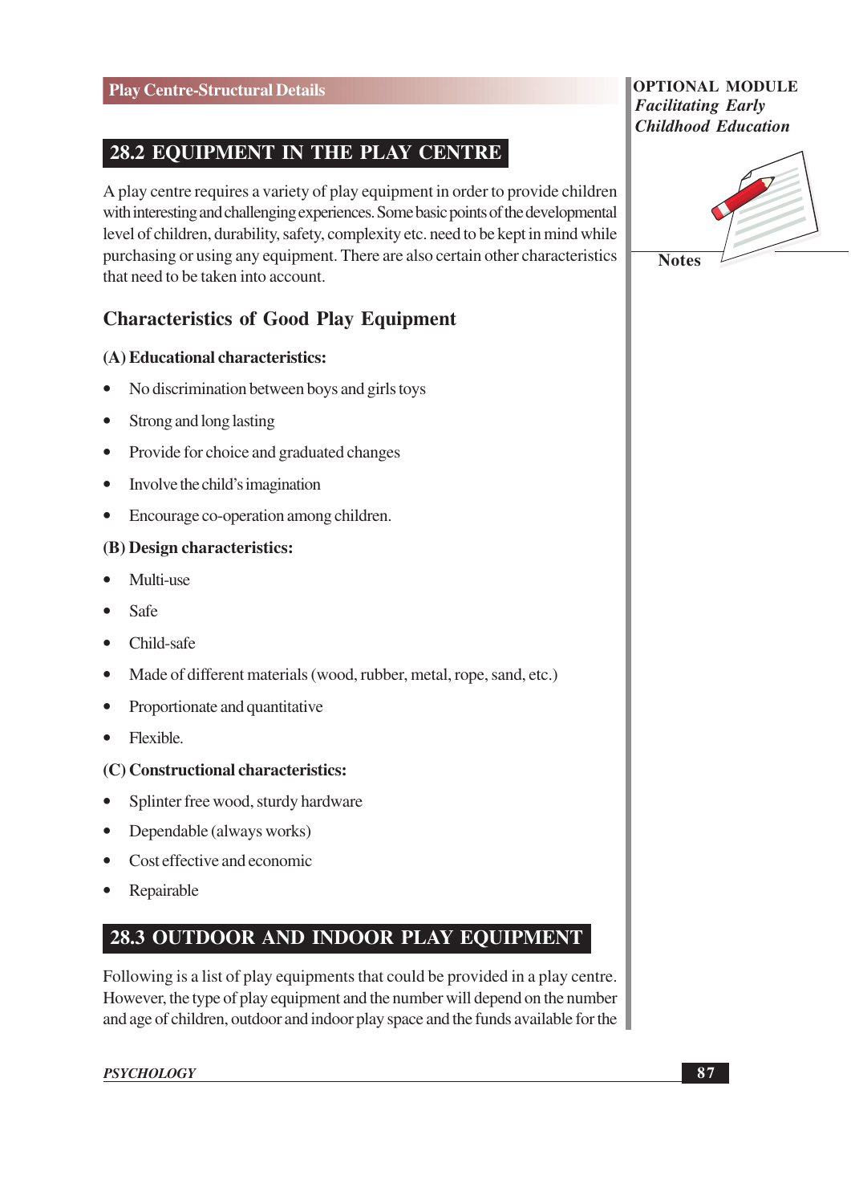## 28.2 EQUIPMENT IN THE PLAY CENTRE

A play centre requires a variety of play equipment in order to provide children with interesting and challenging experiences. Some basic points of the developmental level of children, durability, safety, complexity etc. need to be kept in mind while purchasing or using any equipment. There are also certain other characteristics that need to be taken into account.

### Characteristics of Good Play Equipment

**(A) Educational characteristics:**

- No discrimination between boys and girls toys
- Strong and long lasting
- Provide for choice and graduated changes
- Involve the child's imagination
- Encourage co-operation among children.

**(B) Design characteristics:**

- Multi-use
- Safe
- Child-safe
- Made of different materials (wood, rubber, metal, rope, sand, etc.)
- Proportionate and quantitative
- Flexible.

**(C) Constructional characteristics:**

- Splinter free wood, sturdy hardware
- Dependable (always works)
- Cost effective and economic
- Repairable

## 28.3 OUTDOOR AND INDOOR PLAY EQUIPMENT

Following is a list of play equipments that could be provided in a play centre. However, the type of play equipment and the number will depend on the number and age of children, outdoor and indoor play space and the funds available for the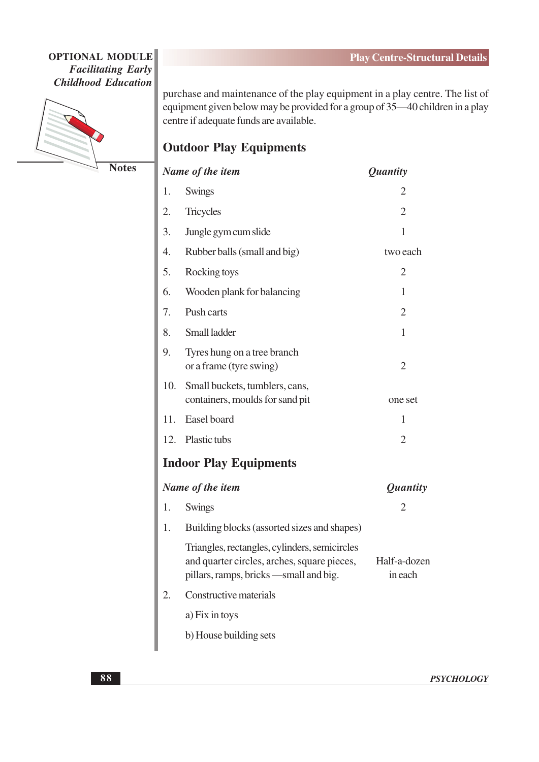purchase and maintenance of the play equipment in a play centre. The list of equipment given below may be provided for a group of 35—40 children in a play centre if adequate funds are available.

## Outdoor Play Equipments

| *Name of the item* | *Quantity* |
|---|---|
| 1. Swings | 2 |
| 2. Tricycles | 2 |
| 3. Jungle gym cum slide | 1 |
| 4. Rubber balls (small and big) | two each |
| 5. Rocking toys | 2 |
| 6. Wooden plank for balancing | 1 |
| 7. Push carts | 2 |
| 8. Small ladder | 1 |
| 9. Tyres hung on a tree branch or a frame (tyre swing) | 2 |
| 10. Small buckets, tumblers, cans, containers, moulds for sand pit | one set |
| 11. Easel board | 1 |
| 12. Plastic tubs | 2 |

## Indoor Play Equipments

| *Name of the item* | *Quantity* |
|---|---|
| 1. Swings | 2 |
| 1. Building blocks (assorted sizes and shapes) | |
| Triangles, rectangles, cylinders, semicircles and quarter circles, arches, square pieces, pillars, ramps, bricks —small and big. | Half-a-dozen in each |
| 2. Constructive materials | |
| a) Fix in toys | |
| b) House building sets | |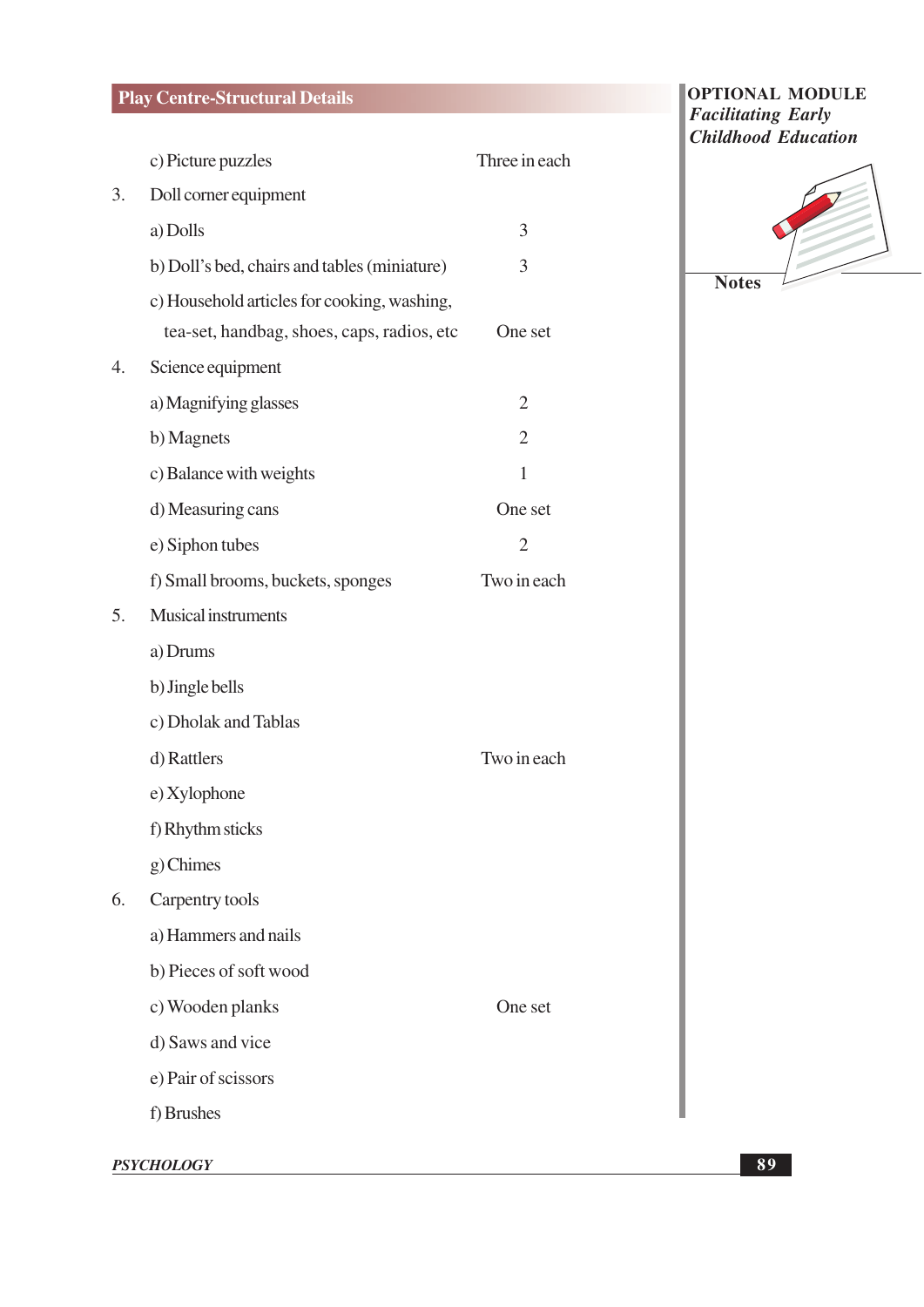| | Item | Quantity |
|---|---|---|
| | c) Picture puzzles | Three in each |
| 3. | Doll corner equipment | |
| | a) Dolls | 3 |
| | b) Doll's bed, chairs and tables (miniature) | 3 |
| | c) Household articles for cooking, washing, tea-set, handbag, shoes, caps, radios, etc | One set |
| 4. | Science equipment | |
| | a) Magnifying glasses | 2 |
| | b) Magnets | 2 |
| | c) Balance with weights | 1 |
| | d) Measuring cans | One set |
| | e) Siphon tubes | 2 |
| | f) Small brooms, buckets, sponges | Two in each |
| 5. | Musical instruments | |
| | a) Drums | |
| | b) Jingle bells | |
| | c) Dholak and Tablas | |
| | d) Rattlers | Two in each |
| | e) Xylophone | |
| | f) Rhythm sticks | |
| | g) Chimes | |
| 6. | Carpentry tools | |
| | a) Hammers and nails | |
| | b) Pieces of soft wood | |
| | c) Wooden planks | One set |
| | d) Saws and vice | |
| | e) Pair of scissors | |
| | f) Brushes | |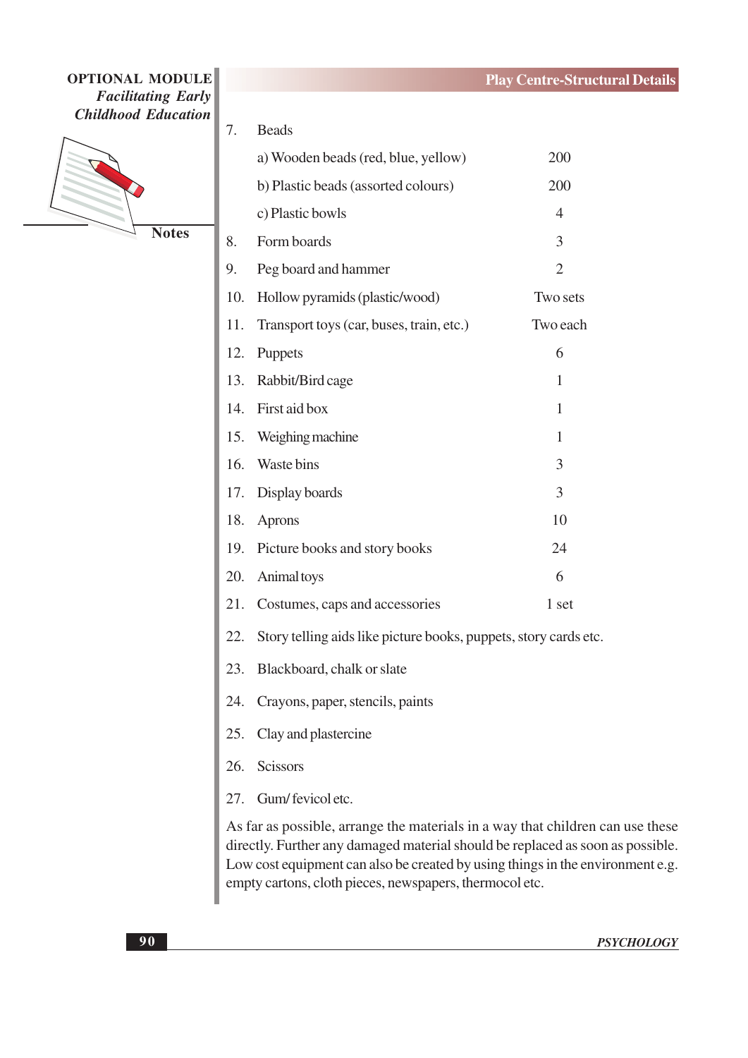| | | |
|---|---|---|
| 7. | Beads | |
| | a) Wooden beads (red, blue, yellow) | 200 |
| | b) Plastic beads (assorted colours) | 200 |
| | c) Plastic bowls | 4 |
| 8. | Form boards | 3 |
| 9. | Peg board and hammer | 2 |
| 10. | Hollow pyramids (plastic/wood) | Two sets |
| 11. | Transport toys (car, buses, train, etc.) | Two each |
| 12. | Puppets | 6 |
| 13. | Rabbit/Bird cage | 1 |
| 14. | First aid box | 1 |
| 15. | Weighing machine | 1 |
| 16. | Waste bins | 3 |
| 17. | Display boards | 3 |
| 18. | Aprons | 10 |
| 19. | Picture books and story books | 24 |
| 20. | Animal toys | 6 |
| 21. | Costumes, caps and accessories | 1 set |

22. Story telling aids like picture books, puppets, story cards etc.

23. Blackboard, chalk or slate

24. Crayons, paper, stencils, paints

25. Clay and plastercine

26. Scissors

27. Gum/ fevicol etc.

As far as possible, arrange the materials in a way that children can use these directly. Further any damaged material should be replaced as soon as possible. Low cost equipment can also be created by using things in the environment e.g. empty cartons, cloth pieces, newspapers, thermocol etc.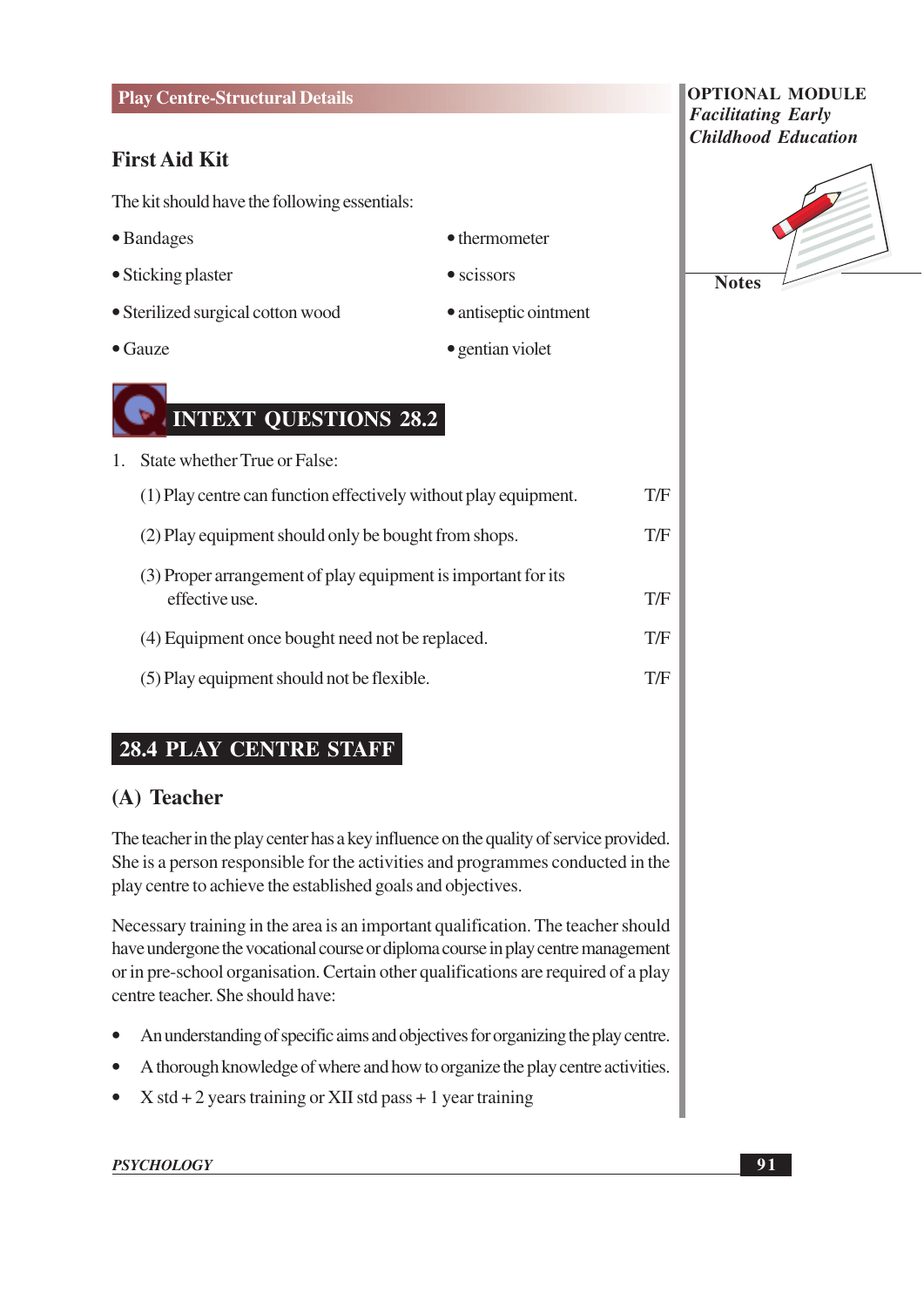### First Aid Kit

The kit should have the following essentials:

- Bandages
- Sticking plaster
- Sterilized surgical cotton wood
- Gauze
- thermometer
- scissors
- antiseptic ointment
- gentian violet

## INTEXT QUESTIONS 28.2

1. State whether True or False:

   (1) Play centre can function effectively without play equipment. T/F

   (2) Play equipment should only be bought from shops. T/F

   (3) Proper arrangement of play equipment is important for its effective use. T/F

   (4) Equipment once bought need not be replaced. T/F

   (5) Play equipment should not be flexible. T/F

## 28.4 PLAY CENTRE STAFF

### (A) Teacher

The teacher in the play center has a key influence on the quality of service provided. She is a person responsible for the activities and programmes conducted in the play centre to achieve the established goals and objectives.

Necessary training in the area is an important qualification. The teacher should have undergone the vocational course or diploma course in play centre management or in pre-school organisation. Certain other qualifications are required of a play centre teacher. She should have:

- An understanding of specific aims and objectives for organizing the play centre.
- A thorough knowledge of where and how to organize the play centre activities.
- X std + 2 years training or XII std pass + 1 year training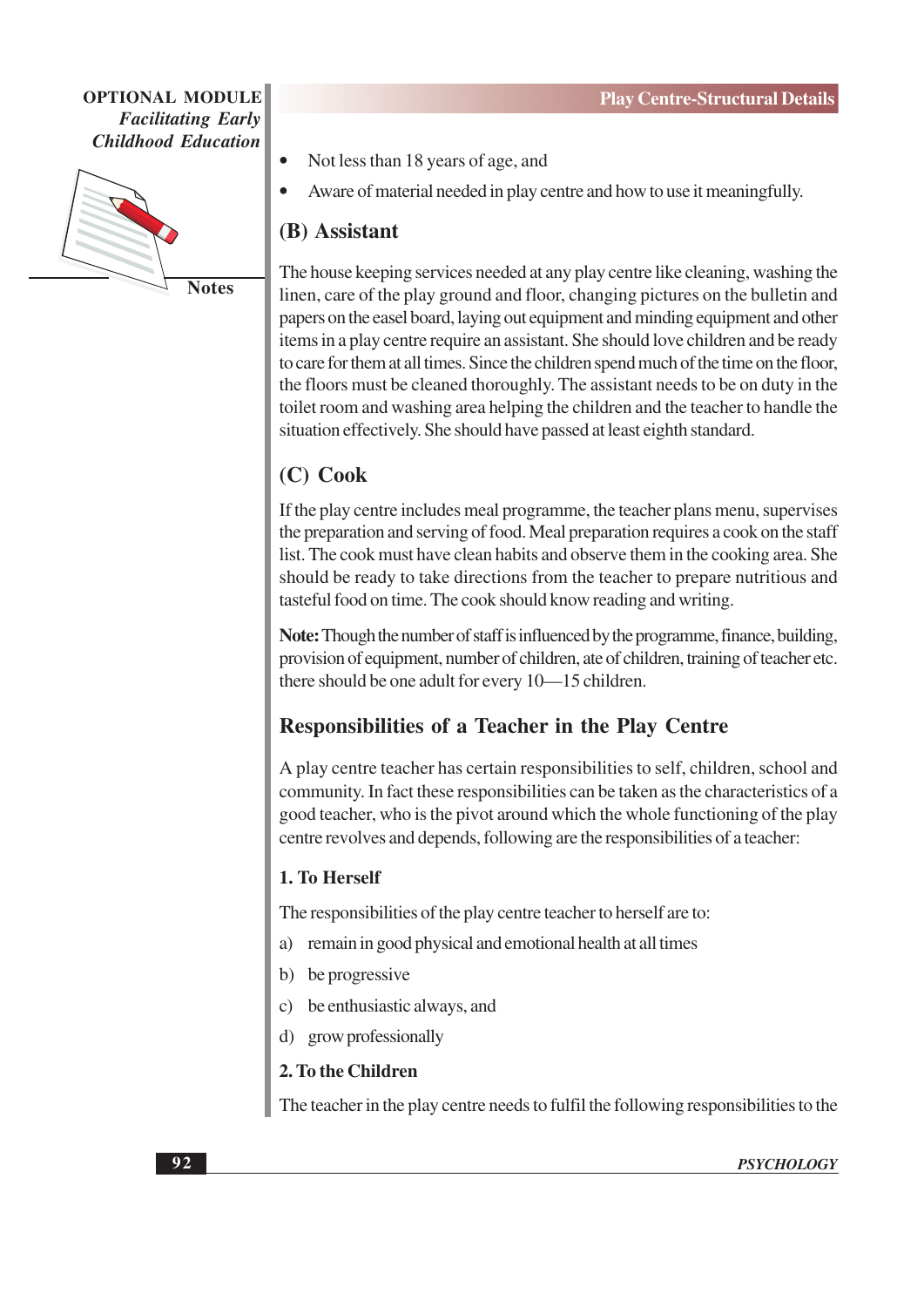- Not less than 18 years of age, and
- Aware of material needed in play centre and how to use it meaningfully.

### (B) Assistant

The house keeping services needed at any play centre like cleaning, washing the linen, care of the play ground and floor, changing pictures on the bulletin and papers on the easel board, laying out equipment and minding equipment and other items in a play centre require an assistant. She should love children and be ready to care for them at all times. Since the children spend much of the time on the floor, the floors must be cleaned thoroughly. The assistant needs to be on duty in the toilet room and washing area helping the children and the teacher to handle the situation effectively. She should have passed at least eighth standard.

### (C) Cook

If the play centre includes meal programme, the teacher plans menu, supervises the preparation and serving of food. Meal preparation requires a cook on the staff list. The cook must have clean habits and observe them in the cooking area. She should be ready to take directions from the teacher to prepare nutritious and tasteful food on time. The cook should know reading and writing.

**Note:** Though the number of staff is influenced by the programme, finance, building, provision of equipment, number of children, ate of children, training of teacher etc. there should be one adult for every 10—15 children.

## Responsibilities of a Teacher in the Play Centre

A play centre teacher has certain responsibilities to self, children, school and community. In fact these responsibilities can be taken as the characteristics of a good teacher, who is the pivot around which the whole functioning of the play centre revolves and depends, following are the responsibilities of a teacher:

### 1. To Herself

The responsibilities of the play centre teacher to herself are to:

a) remain in good physical and emotional health at all times

b) be progressive

c) be enthusiastic always, and

d) grow professionally

### 2. To the Children

The teacher in the play centre needs to fulfil the following responsibilities to the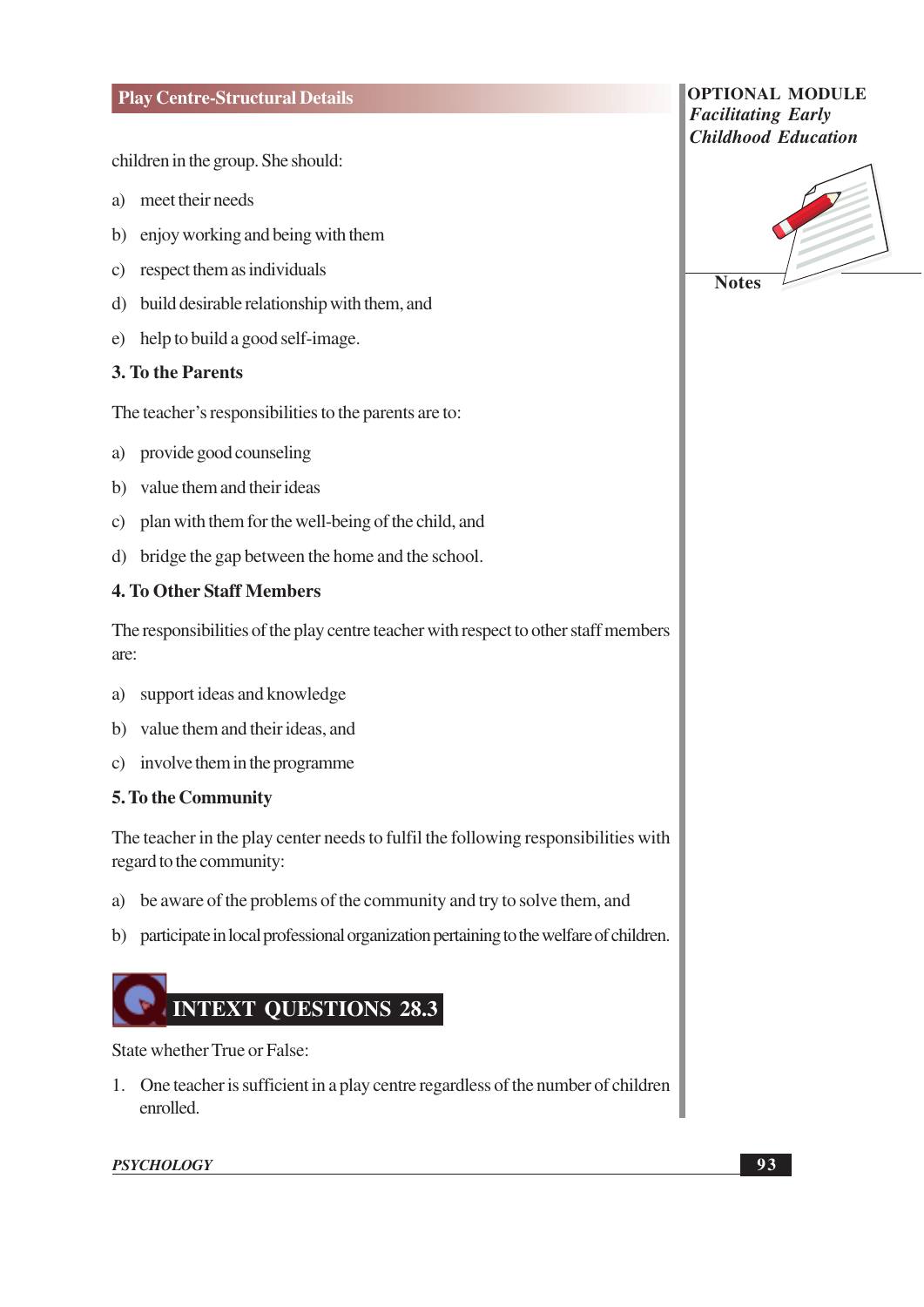children in the group. She should:

a) meet their needs

b) enjoy working and being with them

c) respect them as individuals

d) build desirable relationship with them, and

e) help to build a good self-image.

### 3. To the Parents

The teacher's responsibilities to the parents are to:

a) provide good counseling

b) value them and their ideas

c) plan with them for the well-being of the child, and

d) bridge the gap between the home and the school.

### 4. To Other Staff Members

The responsibilities of the play centre teacher with respect to other staff members are:

a) support ideas and knowledge

b) value them and their ideas, and

c) involve them in the programme

### 5. To the Community

The teacher in the play center needs to fulfil the following responsibilities with regard to the community:

a) be aware of the problems of the community and try to solve them, and

b) participate in local professional organization pertaining to the welfare of children.

## INTEXT QUESTIONS 28.3

State whether True or False:

1. One teacher is sufficient in a play centre regardless of the number of children enrolled.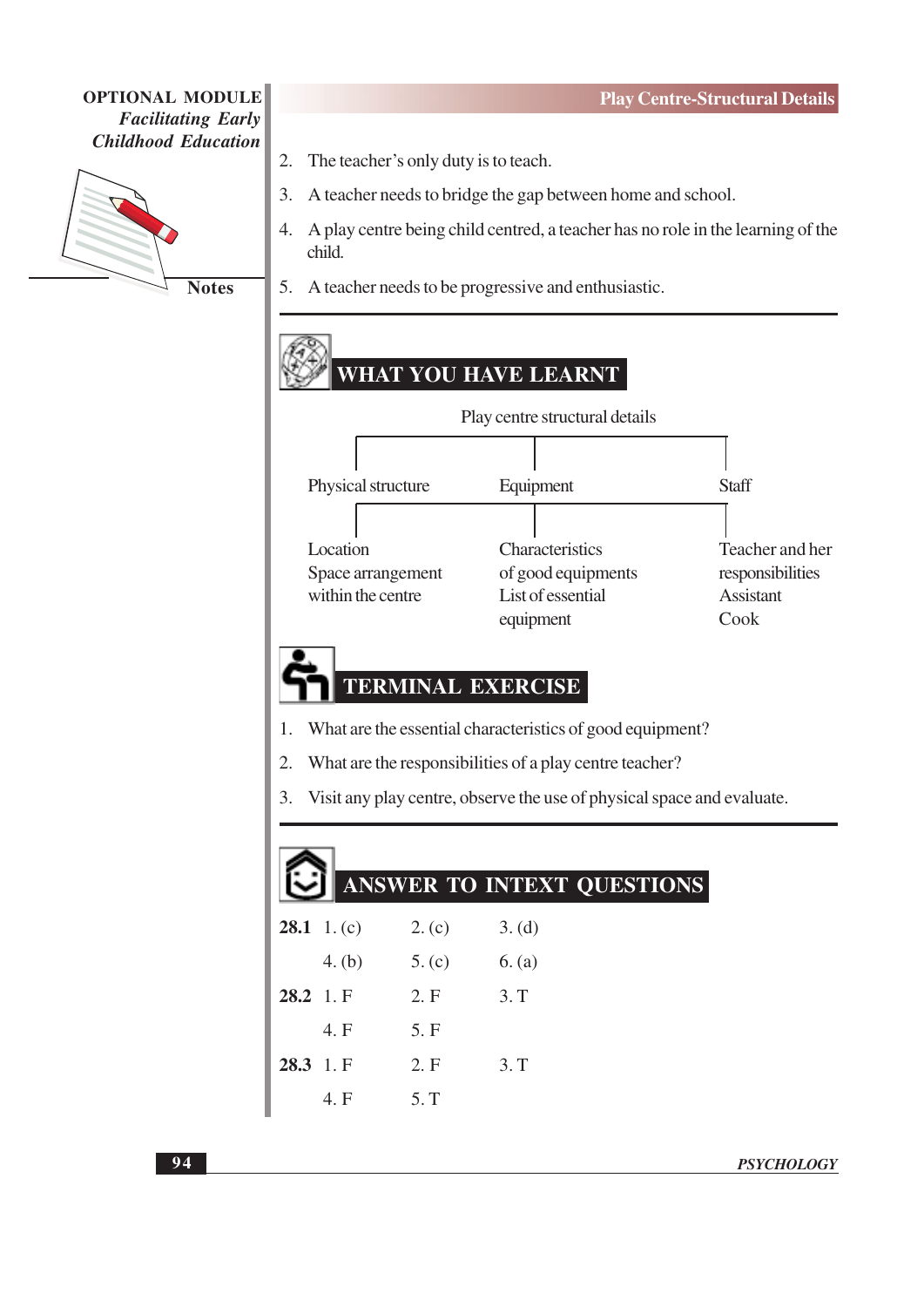2. The teacher's only duty is to teach.
3. A teacher needs to bridge the gap between home and school.
4. A play centre being child centred, a teacher has no role in the learning of the child.
5. A teacher needs to be progressive and enthusiastic.

## WHAT YOU HAVE LEARNT

Play centre structural details

Physical structure

Equipment

Staff

Location
Space arrangement within the centre

Characteristics of good equipments
List of essential equipment

Teacher and her responsibilities
Assistant
Cook

## TERMINAL EXERCISE

1. What are the essential characteristics of good equipment?
2. What are the responsibilities of a play centre teacher?
3. Visit any play centre, observe the use of physical space and evaluate.

## ANSWER TO INTEXT QUESTIONS

| | | | |
|---|---|---|---|
| **28.1** | 1. (c) | 2. (c) | 3. (d) |
| | 4. (b) | 5. (c) | 6. (a) |
| **28.2** | 1. F | 2. F | 3. T |
| | 4. F | 5. F | |
| **28.3** | 1. F | 2. F | 3. T |
| | 4. F | 5. T | |